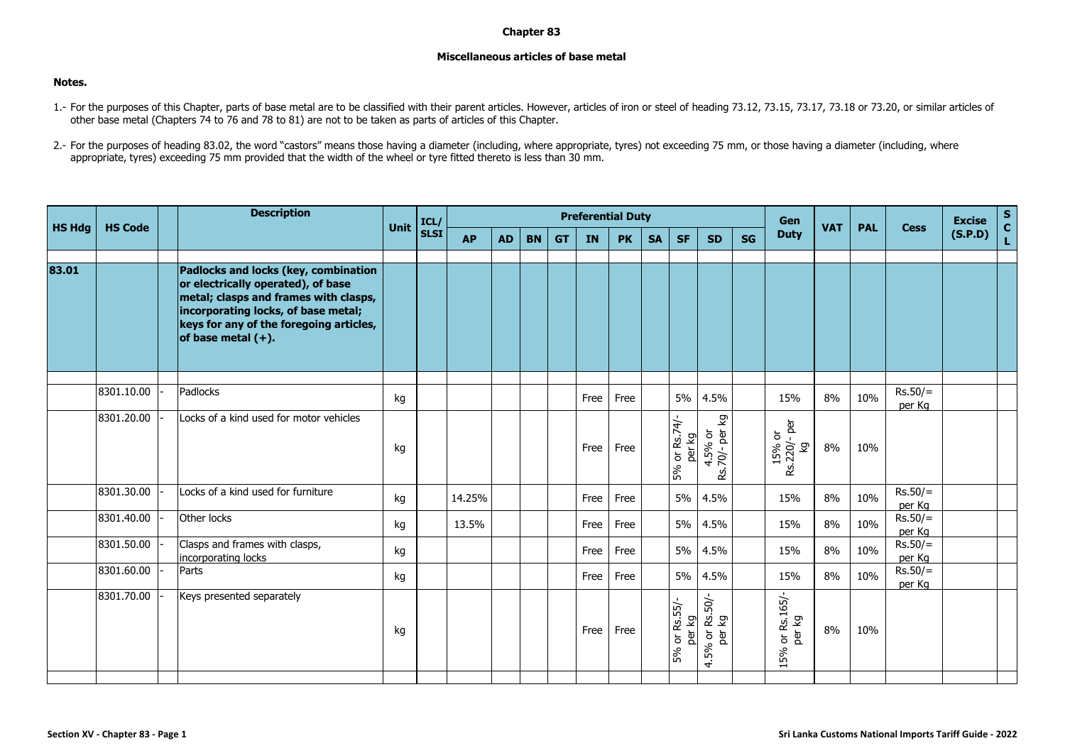# Chapter 83

## Miscellaneous articles of base metal

**Notes.**

1.- For the purposes of this Chapter, parts of base metal are to be classified with their parent articles. However, articles of iron or steel of heading 73.12, 73.15, 73.17, 73.18 or 73.20, or similar articles of other base metal (Chapters 74 to 76 and 78 to 81) are not to be taken as parts of articles of this Chapter.

2.- For the purposes of heading 83.02, the word "castors" means those having a diameter (including, where appropriate, tyres) not exceeding 75 mm, or those having a diameter (including, where appropriate, tyres) exceeding 75 mm provided that the width of the wheel or tyre fitted thereto is less than 30 mm.

| HS Hdg | HS Code | | Description | Unit | ICL/SLSI | Preferential Duty | | | | | | | | | | Gen Duty | VAT | PAL | Cess | Excise (S.P.D) | SCL |
|---|---|---|---|---|---|---|---|---|---|---|---|---|---|---|---|---|---|---|---|---|---|
| | | | | | | AP | AD | BN | GT | IN | PK | SA | SF | SD | SG | | | | | | |
| **83.01** | | | **Padlocks and locks (key, combination or electrically operated), of base metal; clasps and frames with clasps, incorporating locks, of base metal; keys for any of the foregoing articles, of base metal (+).** | | | | | | | | | | | | | | | | | | |
| | 8301.10.00 | - | Padlocks | kg | | | | | | Free | Free | | 5% | 4.5% | | 15% | 8% | 10% | Rs.50/= per Kg | | |
| | 8301.20.00 | - | Locks of a kind used for motor vehicles | kg | | | | | | Free | Free | | 5% or Rs.74/- per kg | 4.5% or Rs.70/- per kg | | 15% or Rs.220/- per kg | 8% | 10% | | | |
| | 8301.30.00 | - | Locks of a kind used for furniture | kg | | 14.25% | | | | Free | Free | | 5% | 4.5% | | 15% | 8% | 10% | Rs.50/= per Kg | | |
| | 8301.40.00 | - | Other locks | kg | | 13.5% | | | | Free | Free | | 5% | 4.5% | | 15% | 8% | 10% | Rs.50/= per Kg | | |
| | 8301.50.00 | - | Clasps and frames with clasps, incorporating locks | kg | | | | | | Free | Free | | 5% | 4.5% | | 15% | 8% | 10% | Rs.50/= per Kg | | |
| | 8301.60.00 | - | Parts | kg | | | | | | Free | Free | | 5% | 4.5% | | 15% | 8% | 10% | Rs.50/= per Kg | | |
| | 8301.70.00 | - | Keys presented separately | kg | | | | | | Free | Free | | 5% or Rs.55/- per kg | 4.5% or Rs.50/- per kg | | 15% or Rs.165/- per kg | 8% | 10% | | | |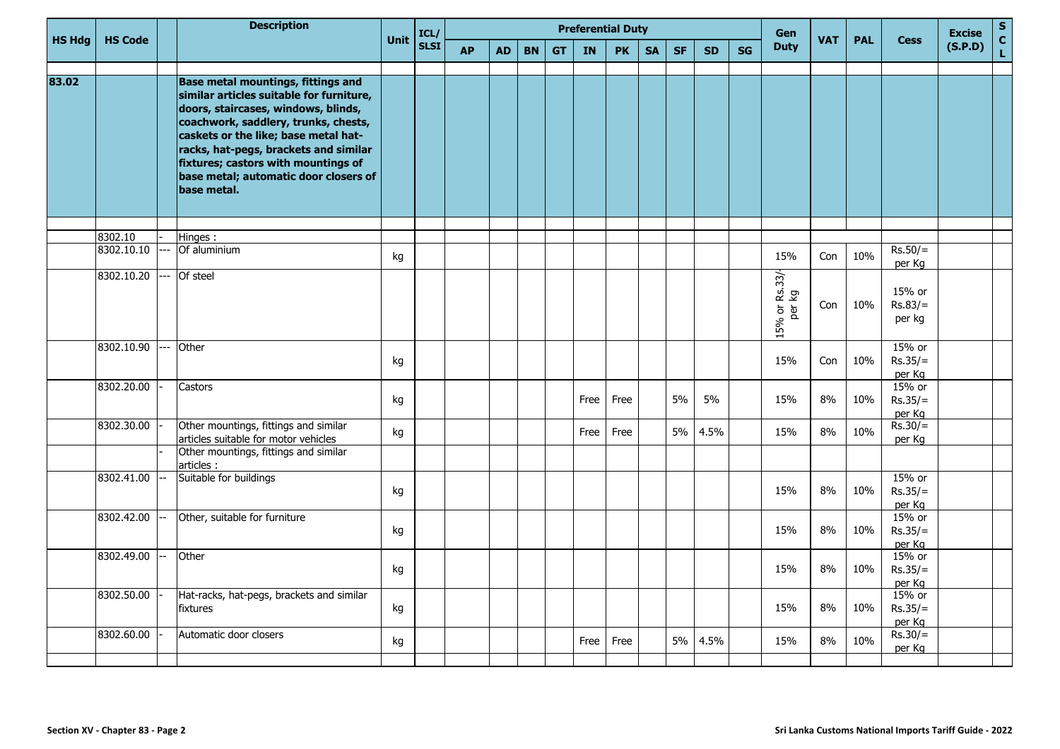| HS Hdg | HS Code | | Description | Unit | ICL/ SLSI | Preferential Duty | | | | | | | | | | Gen Duty | VAT | PAL | Cess | Excise (S.P.D) | S C L |
|---|---|---|---|---|---|---|---|---|---|---|---|---|---|---|---|---|---|---|---|---|---|
| | | | | | | AP | AD | BN | GT | IN | PK | SA | SF | SD | SG | | | | | | |
| **83.02** | | | **Base metal mountings, fittings and similar articles suitable for furniture, doors, staircases, windows, blinds, coachwork, saddlery, trunks, chests, caskets or the like; base metal hat-racks, hat-pegs, brackets and similar fixtures; castors with mountings of base metal; automatic door closers of base metal.** | | | | | | | | | | | | | | | | | | |
| | 8302.10 | - | Hinges : | | | | | | | | | | | | | | | | | | |
| | 8302.10.10 | --- | Of aluminium | kg | | | | | | | | | | | | 15% | Con | 10% | Rs.50/= per Kg | | |
| | 8302.10.20 | --- | Of steel | | | | | | | | | | | | | 15% or Rs.33/- per kg | Con | 10% | 15% or Rs.83/= per kg | | |
| | 8302.10.90 | --- | Other | kg | | | | | | | | | | | | 15% | Con | 10% | 15% or Rs.35/= per Kg | | |
| | 8302.20.00 | - | Castors | kg | | | | | | Free | Free | | 5% | 5% | | 15% | 8% | 10% | 15% or Rs.35/= per Kg | | |
| | 8302.30.00 | - | Other mountings, fittings and similar articles suitable for motor vehicles | kg | | | | | | Free | Free | | 5% | 4.5% | | 15% | 8% | 10% | Rs.30/= per Kg | | |
| | | - | Other mountings, fittings and similar articles : | | | | | | | | | | | | | | | | | | |
| | 8302.41.00 | -- | Suitable for buildings | kg | | | | | | | | | | | | 15% | 8% | 10% | 15% or Rs.35/= per Kg | | |
| | 8302.42.00 | -- | Other, suitable for furniture | kg | | | | | | | | | | | | 15% | 8% | 10% | 15% or Rs.35/= per Kg | | |
| | 8302.49.00 | -- | Other | kg | | | | | | | | | | | | 15% | 8% | 10% | 15% or Rs.35/= per Kg | | |
| | 8302.50.00 | - | Hat-racks, hat-pegs, brackets and similar fixtures | kg | | | | | | | | | | | | 15% | 8% | 10% | 15% or Rs.35/= per Kg | | |
| | 8302.60.00 | - | Automatic door closers | kg | | | | | | Free | Free | | 5% | 4.5% | | 15% | 8% | 10% | Rs.30/= per Kg | | |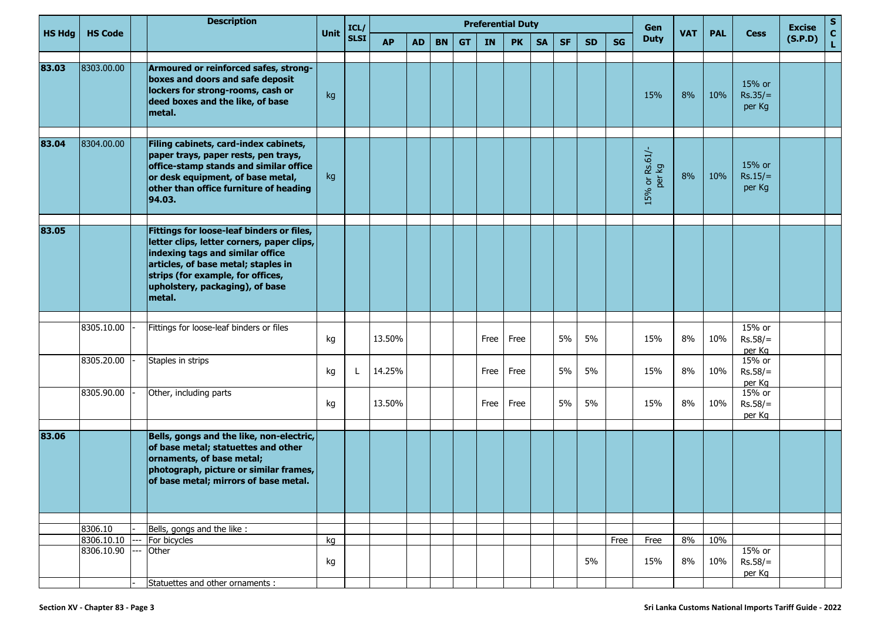| HS Hdg | HS Code | | Description | Unit | ICL/ SLSI | Preferential Duty | | | | | | | | | | Gen Duty | VAT | PAL | Cess | Excise (S.P.D) | S C L |
|---|---|---|---|---|---|---|---|---|---|---|---|---|---|---|---|---|---|---|---|---|---|
| | | | | | | AP | AD | BN | GT | IN | PK | SA | SF | SD | SG | | | | | | |
| 83.03 | 8303.00.00 | | **Armoured or reinforced safes, strong-boxes and doors and safe deposit lockers for strong-rooms, cash or deed boxes and the like, of base metal.** | kg | | | | | | | | | | | | 15% | 8% | 10% | 15% or Rs.35/= per Kg | | |
| 83.04 | 8304.00.00 | | **Filing cabinets, card-index cabinets, paper trays, paper rests, pen trays, office-stamp stands and similar office or desk equipment, of base metal, other than office furniture of heading 94.03.** | kg | | | | | | | | | | | | 15% or Rs.61/- per kg | 8% | 10% | 15% or Rs.15/= per Kg | | |
| 83.05 | | | **Fittings for loose-leaf binders or files, letter clips, letter corners, paper clips, indexing tags and similar office articles, of base metal; staples in strips (for example, for offices, upholstery, packaging), of base metal.** | | | | | | | | | | | | | | | | | | |
| | 8305.10.00 | - | Fittings for loose-leaf binders or files | kg | | 13.50% | | | | Free | Free | | 5% | 5% | | 15% | 8% | 10% | 15% or Rs.58/= per Kg | | |
| | 8305.20.00 | - | Staples in strips | kg | L | 14.25% | | | | Free | Free | | 5% | 5% | | 15% | 8% | 10% | 15% or Rs.58/= per Kg | | |
| | 8305.90.00 | - | Other, including parts | kg | | 13.50% | | | | Free | Free | | 5% | 5% | | 15% | 8% | 10% | 15% or Rs.58/= per Kg | | |
| 83.06 | | | **Bells, gongs and the like, non-electric, of base metal; statuettes and other ornaments, of base metal; photograph, picture or similar frames, of base metal; mirrors of base metal.** | | | | | | | | | | | | | | | | | | |
| | 8306.10 | - | Bells, gongs and the like : | | | | | | | | | | | | | | | | | | |
| | 8306.10.10 | --- | For bicycles | kg | | | | | | | | | | | Free | Free | 8% | 10% | | | |
| | 8306.10.90 | --- | Other | kg | | | | | | | | | | 5% | | 15% | 8% | 10% | 15% or Rs.58/= per Kg | | |
| | | - | Statuettes and other ornaments : | | | | | | | | | | | | | | | | | | |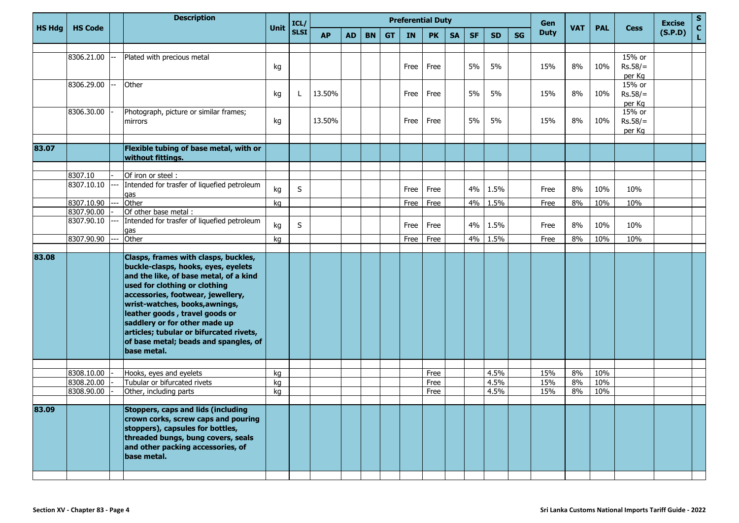| HS Hdg | HS Code | | Description | Unit | ICL/ SLSI | Preferential Duty | | | | | | | | | | Gen Duty | VAT | PAL | Cess | Excise (S.P.D) | S C L |
|---|---|---|---|---|---|---|---|---|---|---|---|---|---|---|---|---|---|---|---|---|---|
| | | | | | | AP | AD | BN | GT | IN | PK | SA | SF | SD | SG | | | | | | |
| | 8306.21.00 | -- | Plated with precious metal | kg | | | | | | Free | Free | | 5% | 5% | | 15% | 8% | 10% | 15% or Rs.58/= per Kg | | |
| | 8306.29.00 | -- | Other | kg | L | 13.50% | | | | Free | Free | | 5% | 5% | | 15% | 8% | 10% | 15% or Rs.58/= per Kg | | |
| | 8306.30.00 | - | Photograph, picture or similar frames; mirrors | kg | | 13.50% | | | | Free | Free | | 5% | 5% | | 15% | 8% | 10% | 15% or Rs.58/= per Kg | | |
| **83.07** | | | **Flexible tubing of base metal, with or without fittings.** | | | | | | | | | | | | | | | | | | |
| | 8307.10 | - | Of iron or steel : | | | | | | | | | | | | | | | | | | |
| | 8307.10.10 | --- | Intended for trasfer of liquefied petroleum gas | kg | S | | | | | Free | Free | | 4% | 1.5% | | Free | 8% | 10% | 10% | | |
| | 8307.10.90 | --- | Other | kg | | | | | | Free | Free | | 4% | 1.5% | | Free | 8% | 10% | 10% | | |
| | 8307.90.00 | - | Of other base metal : | | | | | | | | | | | | | | | | | | |
| | 8307.90.10 | --- | Intended for trasfer of liquefied petroleum gas | kg | S | | | | | Free | Free | | 4% | 1.5% | | Free | 8% | 10% | 10% | | |
| | 8307.90.90 | --- | Other | kg | | | | | | Free | Free | | 4% | 1.5% | | Free | 8% | 10% | 10% | | |
| **83.08** | | | **Clasps, frames with clasps, buckles, buckle-clasps, hooks, eyes, eyelets and the like, of base metal, of a kind used for clothing or clothing accessories, footwear, jewellery, wrist-watches, books,awnings, leather goods , travel goods or saddlery or for other made up articles; tubular or bifurcated rivets, of base metal; beads and spangles, of base metal.** | | | | | | | | | | | | | | | | | | |
| | 8308.10.00 | - | Hooks, eyes and eyelets | kg | | | | | | | Free | | | 4.5% | | 15% | 8% | 10% | | | |
| | 8308.20.00 | - | Tubular or bifurcated rivets | kg | | | | | | | Free | | | 4.5% | | 15% | 8% | 10% | | | |
| | 8308.90.00 | - | Other, including parts | kg | | | | | | | Free | | | 4.5% | | 15% | 8% | 10% | | | |
| **83.09** | | | **Stoppers, caps and lids (including crown corks, screw caps and pouring stoppers), capsules for bottles, threaded bungs, bung covers, seals and other packing accessories, of base metal.** | | | | | | | | | | | | | | | | | | |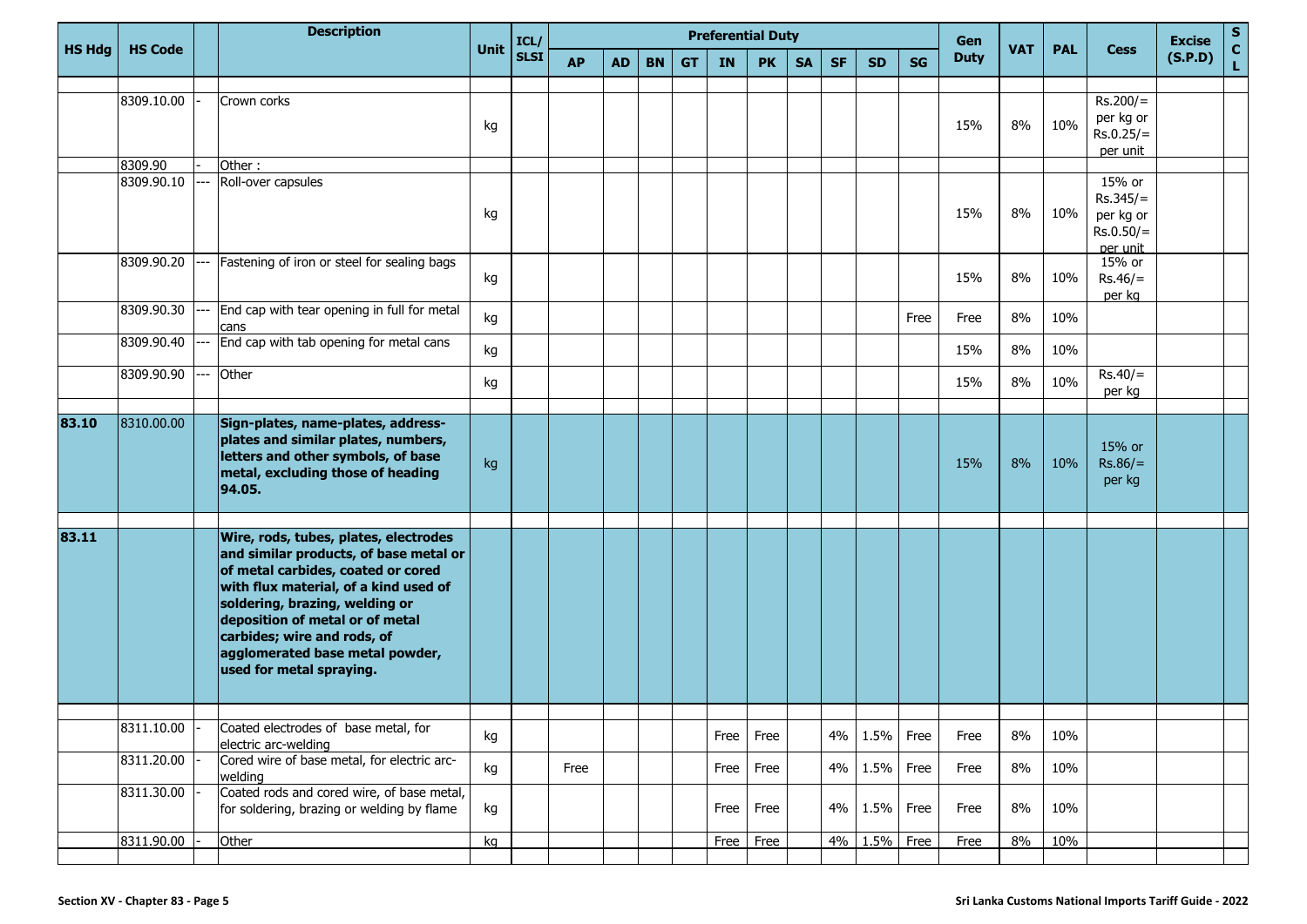| HS Hdg | HS Code | | Description | Unit | ICL/ SLSI | Preferential Duty | | | | | | | | | | Gen Duty | VAT | PAL | Cess | Excise (S.P.D) | S C L |
|---|---|---|---|---|---|---|---|---|---|---|---|---|---|---|---|---|---|---|---|---|---|
| | | | | | | AP | AD | BN | GT | IN | PK | SA | SF | SD | SG | | | | | | |
| | 8309.10.00 | - | Crown corks | kg | | | | | | | | | | | | 15% | 8% | 10% | Rs.200/= per kg or Rs.0.25/= per unit | | |
| | 8309.90 | - | Other : | | | | | | | | | | | | | | | | | | |
| | 8309.90.10 | --- | Roll-over capsules | kg | | | | | | | | | | | | 15% | 8% | 10% | 15% or Rs.345/= per kg or Rs.0.50/= per unit | | |
| | 8309.90.20 | --- | Fastening of iron or steel for sealing bags | kg | | | | | | | | | | | | 15% | 8% | 10% | 15% or Rs.46/= per kg | | |
| | 8309.90.30 | --- | End cap with tear opening in full for metal cans | kg | | | | | | | | | | | Free | Free | 8% | 10% | | | |
| | 8309.90.40 | --- | End cap with tab opening for metal cans | kg | | | | | | | | | | | | 15% | 8% | 10% | | | |
| | 8309.90.90 | --- | Other | kg | | | | | | | | | | | | 15% | 8% | 10% | Rs.40/= per kg | | |
| **83.10** | 8310.00.00 | | **Sign-plates, name-plates, address-plates and similar plates, numbers, letters and other symbols, of base metal, excluding those of heading 94.05.** | kg | | | | | | | | | | | | 15% | 8% | 10% | 15% or Rs.86/= per kg | | |
| **83.11** | | | **Wire, rods, tubes, plates, electrodes and similar products, of base metal or of metal carbides, coated or cored with flux material, of a kind used of soldering, brazing, welding or deposition of metal or of metal carbides; wire and rods, of agglomerated base metal powder, used for metal spraying.** | | | | | | | | | | | | | | | | | | |
| | 8311.10.00 | - | Coated electrodes of base metal, for electric arc-welding | kg | | | | | | Free | Free | | 4% | 1.5% | Free | Free | 8% | 10% | | | |
| | 8311.20.00 | - | Cored wire of base metal, for electric arc-welding | kg | | Free | | | | Free | Free | | 4% | 1.5% | Free | Free | 8% | 10% | | | |
| | 8311.30.00 | - | Coated rods and cored wire, of base metal, for soldering, brazing or welding by flame | kg | | | | | | Free | Free | | 4% | 1.5% | Free | Free | 8% | 10% | | | |
| | 8311.90.00 | - | Other | kg | | | | | | Free | Free | | 4% | 1.5% | Free | Free | 8% | 10% | | | |